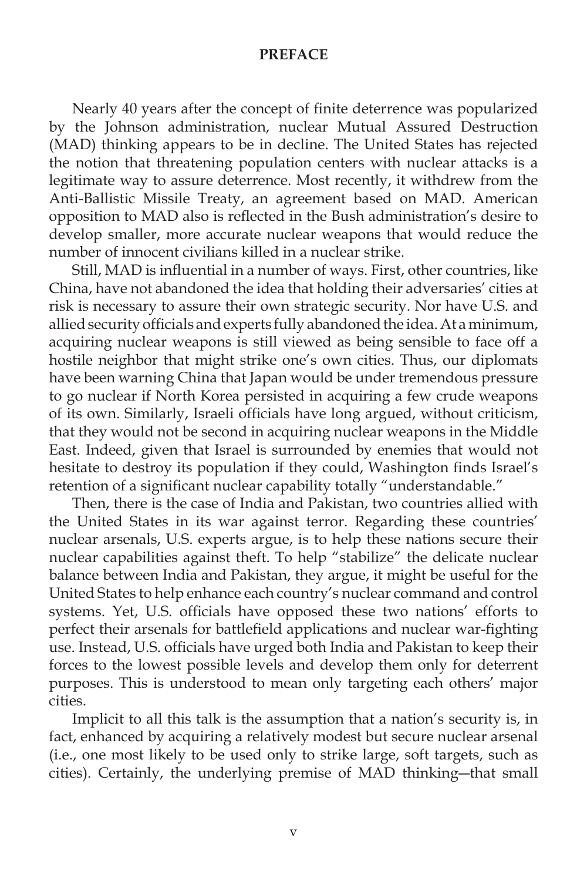# PREFACE

Nearly 40 years after the concept of finite deterrence was popularized by the Johnson administration, nuclear Mutual Assured Destruction (MAD) thinking appears to be in decline. The United States has rejected the notion that threatening population centers with nuclear attacks is a legitimate way to assure deterrence. Most recently, it withdrew from the Anti-Ballistic Missile Treaty, an agreement based on MAD. American opposition to MAD also is reflected in the Bush administration's desire to develop smaller, more accurate nuclear weapons that would reduce the number of innocent civilians killed in a nuclear strike.

Still, MAD is influential in a number of ways. First, other countries, like China, have not abandoned the idea that holding their adversaries' cities at risk is necessary to assure their own strategic security. Nor have U.S. and allied security officials and experts fully abandoned the idea. At a minimum, acquiring nuclear weapons is still viewed as being sensible to face off a hostile neighbor that might strike one's own cities. Thus, our diplomats have been warning China that Japan would be under tremendous pressure to go nuclear if North Korea persisted in acquiring a few crude weapons of its own. Similarly, Israeli officials have long argued, without criticism, that they would not be second in acquiring nuclear weapons in the Middle East. Indeed, given that Israel is surrounded by enemies that would not hesitate to destroy its population if they could, Washington finds Israel's retention of a significant nuclear capability totally "understandable."

Then, there is the case of India and Pakistan, two countries allied with the United States in its war against terror. Regarding these countries' nuclear arsenals, U.S. experts argue, is to help these nations secure their nuclear capabilities against theft. To help "stabilize" the delicate nuclear balance between India and Pakistan, they argue, it might be useful for the United States to help enhance each country's nuclear command and control systems. Yet, U.S. officials have opposed these two nations' efforts to perfect their arsenals for battlefield applications and nuclear war-fighting use. Instead, U.S. officials have urged both India and Pakistan to keep their forces to the lowest possible levels and develop them only for deterrent purposes. This is understood to mean only targeting each others' major cities.

Implicit to all this talk is the assumption that a nation's security is, in fact, enhanced by acquiring a relatively modest but secure nuclear arsenal (i.e., one most likely to be used only to strike large, soft targets, such as cities). Certainly, the underlying premise of MAD thinking—that small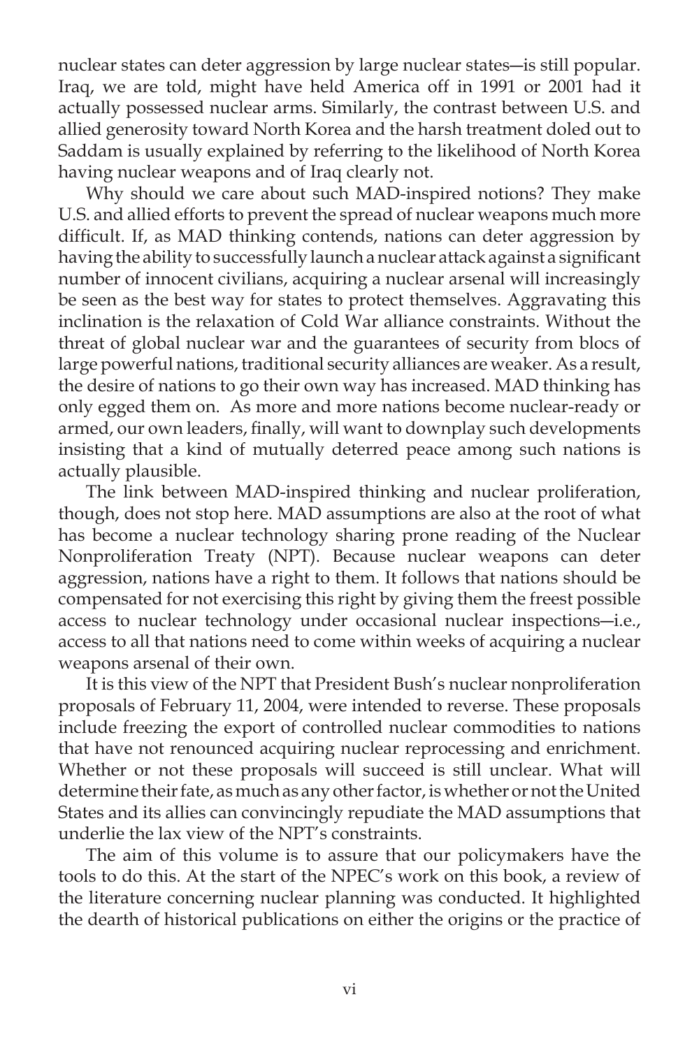nuclear states can deter aggression by large nuclear states—is still popular. Iraq, we are told, might have held America off in 1991 or 2001 had it actually possessed nuclear arms. Similarly, the contrast between U.S. and allied generosity toward North Korea and the harsh treatment doled out to Saddam is usually explained by referring to the likelihood of North Korea having nuclear weapons and of Iraq clearly not.

Why should we care about such MAD-inspired notions? They make U.S. and allied efforts to prevent the spread of nuclear weapons much more difficult. If, as MAD thinking contends, nations can deter aggression by having the ability to successfully launch a nuclear attack against a significant number of innocent civilians, acquiring a nuclear arsenal will increasingly be seen as the best way for states to protect themselves. Aggravating this inclination is the relaxation of Cold War alliance constraints. Without the threat of global nuclear war and the guarantees of security from blocs of large powerful nations, traditional security alliances are weaker. As a result, the desire of nations to go their own way has increased. MAD thinking has only egged them on. As more and more nations become nuclear-ready or armed, our own leaders, finally, will want to downplay such developments insisting that a kind of mutually deterred peace among such nations is actually plausible.

The link between MAD-inspired thinking and nuclear proliferation, though, does not stop here. MAD assumptions are also at the root of what has become a nuclear technology sharing prone reading of the Nuclear Nonproliferation Treaty (NPT). Because nuclear weapons can deter aggression, nations have a right to them. It follows that nations should be compensated for not exercising this right by giving them the freest possible access to nuclear technology under occasional nuclear inspections—i.e., access to all that nations need to come within weeks of acquiring a nuclear weapons arsenal of their own.

It is this view of the NPT that President Bush's nuclear nonproliferation proposals of February 11, 2004, were intended to reverse. These proposals include freezing the export of controlled nuclear commodities to nations that have not renounced acquiring nuclear reprocessing and enrichment. Whether or not these proposals will succeed is still unclear. What will determine their fate, as much as any other factor, is whether or not the United States and its allies can convincingly repudiate the MAD assumptions that underlie the lax view of the NPT's constraints.

The aim of this volume is to assure that our policymakers have the tools to do this. At the start of the NPEC's work on this book, a review of the literature concerning nuclear planning was conducted. It highlighted the dearth of historical publications on either the origins or the practice of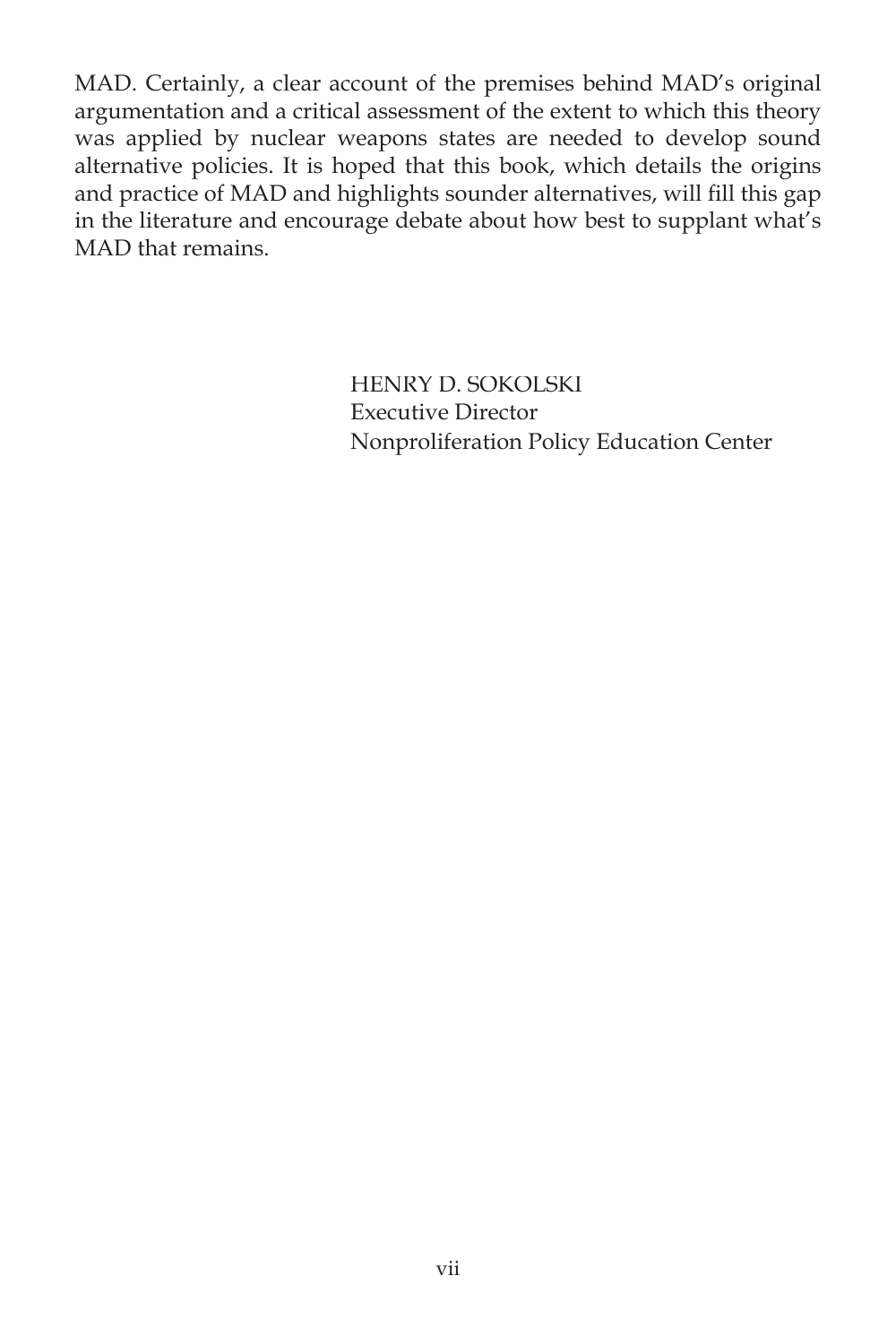MAD. Certainly, a clear account of the premises behind MAD's original argumentation and a critical assessment of the extent to which this theory was applied by nuclear weapons states are needed to develop sound alternative policies. It is hoped that this book, which details the origins and practice of MAD and highlights sounder alternatives, will fill this gap in the literature and encourage debate about how best to supplant what's MAD that remains.

HENRY D. SOKOLSKI
Executive Director
Nonproliferation Policy Education Center